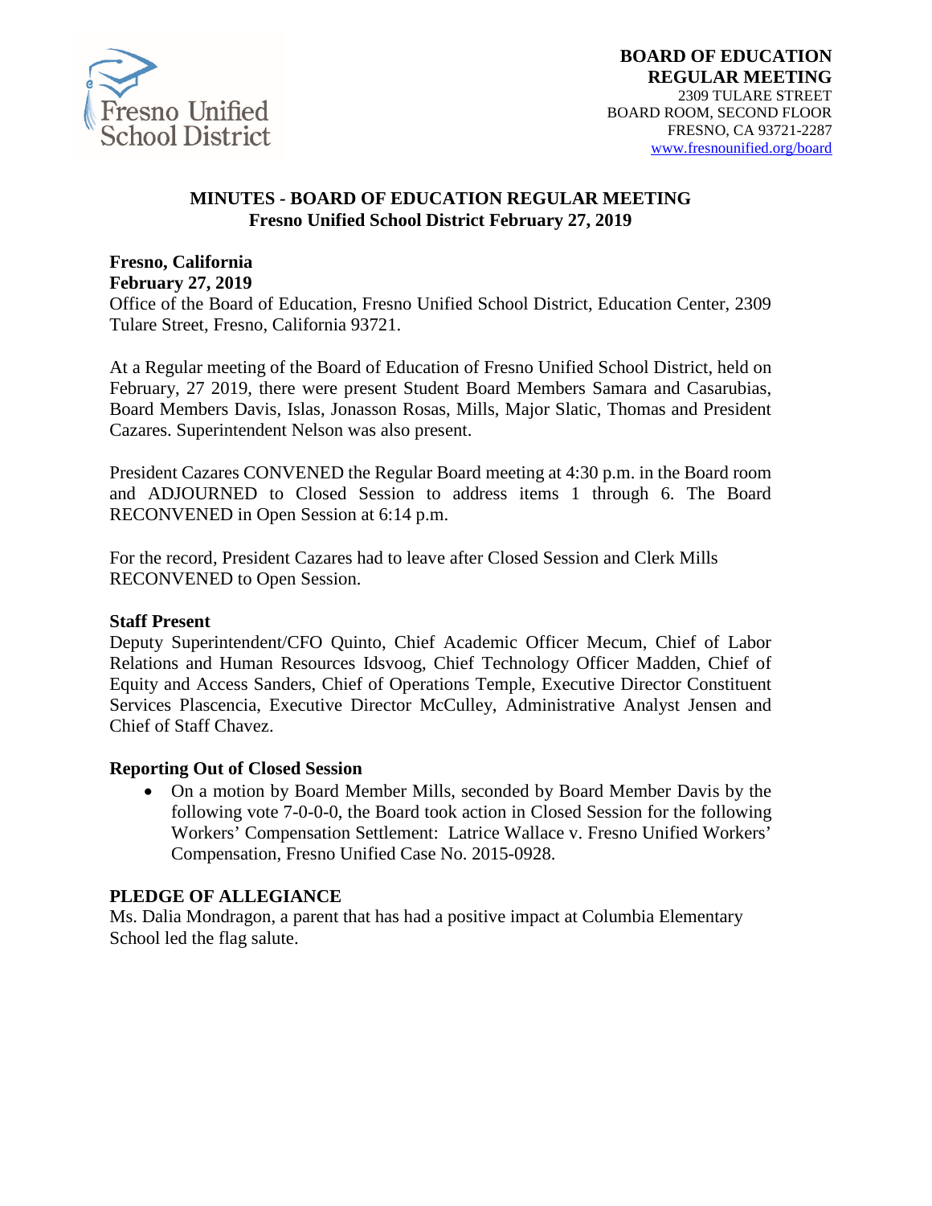**BOARD OF EDUCATION**
**REGULAR MEETING**
2309 TULARE STREET
BOARD ROOM, SECOND FLOOR
FRESNO, CA 93721-2287
www.fresnounified.org/board

## MINUTES - BOARD OF EDUCATION REGULAR MEETING
## Fresno Unified School District February 27, 2019

**Fresno, California**
**February 27, 2019**
Office of the Board of Education, Fresno Unified School District, Education Center, 2309 Tulare Street, Fresno, California 93721.

At a Regular meeting of the Board of Education of Fresno Unified School District, held on February, 27 2019, there were present Student Board Members Samara and Casarubias, Board Members Davis, Islas, Jonasson Rosas, Mills, Major Slatic, Thomas and President Cazares. Superintendent Nelson was also present.

President Cazares CONVENED the Regular Board meeting at 4:30 p.m. in the Board room and ADJOURNED to Closed Session to address items 1 through 6. The Board RECONVENED in Open Session at 6:14 p.m.

For the record, President Cazares had to leave after Closed Session and Clerk Mills RECONVENED to Open Session.

**Staff Present**
Deputy Superintendent/CFO Quinto, Chief Academic Officer Mecum, Chief of Labor Relations and Human Resources Idsvoog, Chief Technology Officer Madden, Chief of Equity and Access Sanders, Chief of Operations Temple, Executive Director Constituent Services Plascencia, Executive Director McCulley, Administrative Analyst Jensen and Chief of Staff Chavez.

**Reporting Out of Closed Session**

- On a motion by Board Member Mills, seconded by Board Member Davis by the following vote 7-0-0-0, the Board took action in Closed Session for the following Workers' Compensation Settlement: Latrice Wallace v. Fresno Unified Workers' Compensation, Fresno Unified Case No. 2015-0928.

**PLEDGE OF ALLEGIANCE**
Ms. Dalia Mondragon, a parent that has had a positive impact at Columbia Elementary School led the flag salute.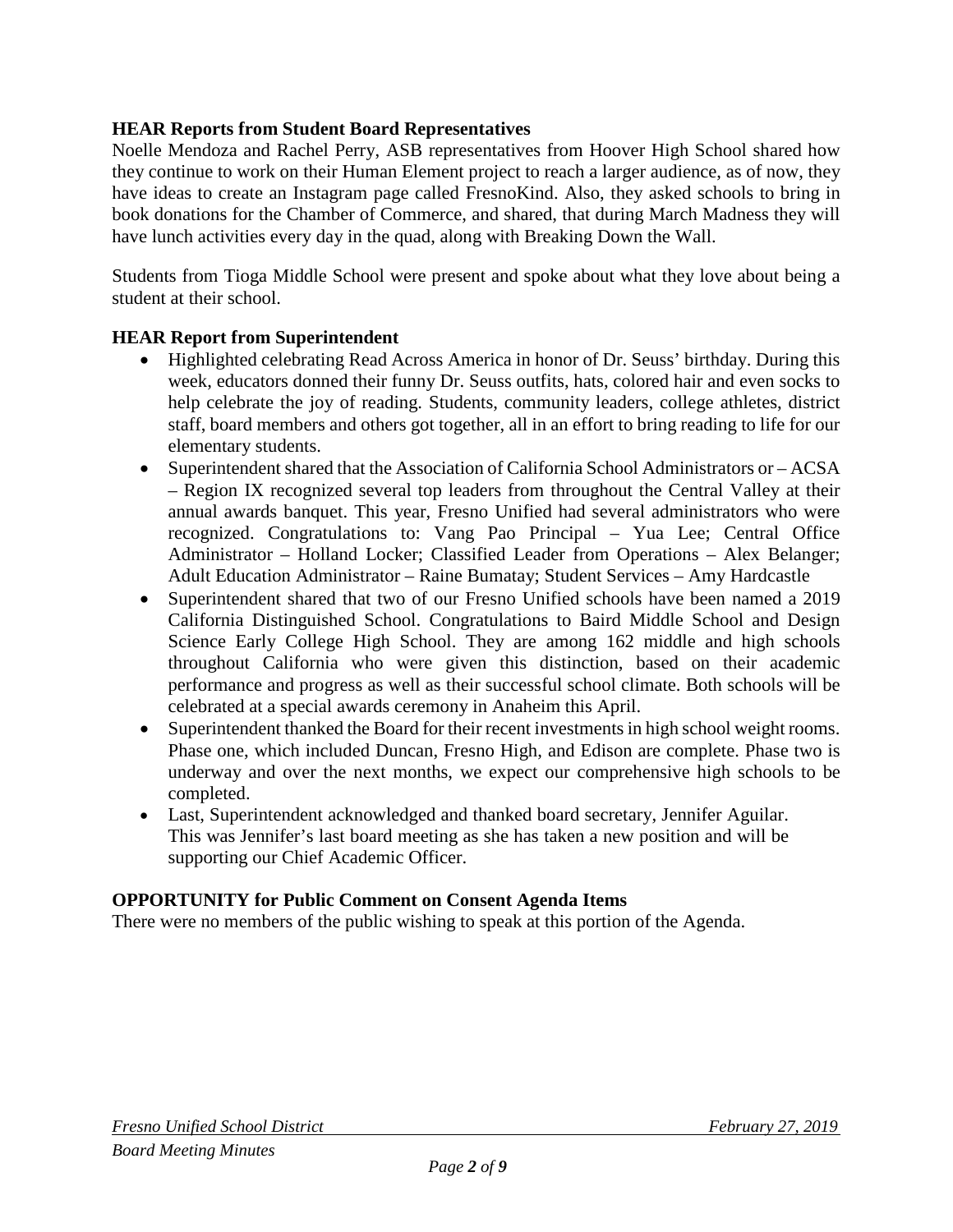**HEAR Reports from Student Board Representatives**

Noelle Mendoza and Rachel Perry, ASB representatives from Hoover High School shared how they continue to work on their Human Element project to reach a larger audience, as of now, they have ideas to create an Instagram page called FresnoKind. Also, they asked schools to bring in book donations for the Chamber of Commerce, and shared, that during March Madness they will have lunch activities every day in the quad, along with Breaking Down the Wall.

Students from Tioga Middle School were present and spoke about what they love about being a student at their school.

**HEAR Report from Superintendent**

- Highlighted celebrating Read Across America in honor of Dr. Seuss' birthday. During this week, educators donned their funny Dr. Seuss outfits, hats, colored hair and even socks to help celebrate the joy of reading. Students, community leaders, college athletes, district staff, board members and others got together, all in an effort to bring reading to life for our elementary students.
- Superintendent shared that the Association of California School Administrators or – ACSA – Region IX recognized several top leaders from throughout the Central Valley at their annual awards banquet. This year, Fresno Unified had several administrators who were recognized. Congratulations to: Vang Pao Principal – Yua Lee; Central Office Administrator – Holland Locker; Classified Leader from Operations – Alex Belanger; Adult Education Administrator – Raine Bumatay; Student Services – Amy Hardcastle
- Superintendent shared that two of our Fresno Unified schools have been named a 2019 California Distinguished School. Congratulations to Baird Middle School and Design Science Early College High School. They are among 162 middle and high schools throughout California who were given this distinction, based on their academic performance and progress as well as their successful school climate. Both schools will be celebrated at a special awards ceremony in Anaheim this April.
- Superintendent thanked the Board for their recent investments in high school weight rooms. Phase one, which included Duncan, Fresno High, and Edison are complete. Phase two is underway and over the next months, we expect our comprehensive high schools to be completed.
- Last, Superintendent acknowledged and thanked board secretary, Jennifer Aguilar. This was Jennifer's last board meeting as she has taken a new position and will be supporting our Chief Academic Officer.

**OPPORTUNITY for Public Comment on Consent Agenda Items**

There were no members of the public wishing to speak at this portion of the Agenda.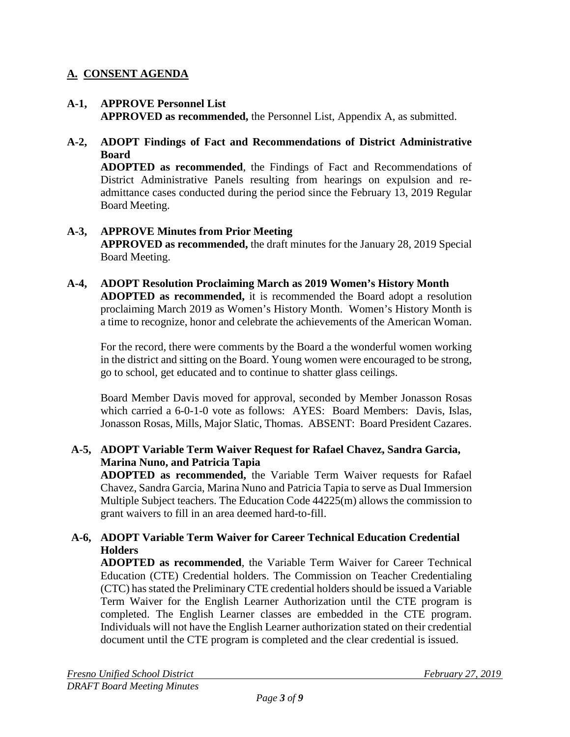## A. CONSENT AGENDA

**A-1, APPROVE Personnel List**
**APPROVED as recommended,** the Personnel List, Appendix A, as submitted.

**A-2, ADOPT Findings of Fact and Recommendations of District Administrative Board**
**ADOPTED as recommended**, the Findings of Fact and Recommendations of District Administrative Panels resulting from hearings on expulsion and re-admittance cases conducted during the period since the February 13, 2019 Regular Board Meeting.

**A-3, APPROVE Minutes from Prior Meeting**
**APPROVED as recommended,** the draft minutes for the January 28, 2019 Special Board Meeting.

**A-4, ADOPT Resolution Proclaiming March as 2019 Women's History Month**
**ADOPTED as recommended,** it is recommended the Board adopt a resolution proclaiming March 2019 as Women's History Month. Women's History Month is a time to recognize, honor and celebrate the achievements of the American Woman.

For the record, there were comments by the Board a the wonderful women working in the district and sitting on the Board. Young women were encouraged to be strong, go to school, get educated and to continue to shatter glass ceilings.

Board Member Davis moved for approval, seconded by Member Jonasson Rosas which carried a 6-0-1-0 vote as follows: AYES: Board Members: Davis, Islas, Jonasson Rosas, Mills, Major Slatic, Thomas. ABSENT: Board President Cazares.

**A-5, ADOPT Variable Term Waiver Request for Rafael Chavez, Sandra Garcia, Marina Nuno, and Patricia Tapia**
**ADOPTED as recommended,** the Variable Term Waiver requests for Rafael Chavez, Sandra Garcia, Marina Nuno and Patricia Tapia to serve as Dual Immersion Multiple Subject teachers. The Education Code 44225(m) allows the commission to grant waivers to fill in an area deemed hard-to-fill.

**A-6, ADOPT Variable Term Waiver for Career Technical Education Credential Holders**
**ADOPTED as recommended**, the Variable Term Waiver for Career Technical Education (CTE) Credential holders. The Commission on Teacher Credentialing (CTC) has stated the Preliminary CTE credential holders should be issued a Variable Term Waiver for the English Learner Authorization until the CTE program is completed. The English Learner classes are embedded in the CTE program. Individuals will not have the English Learner authorization stated on their credential document until the CTE program is completed and the clear credential is issued.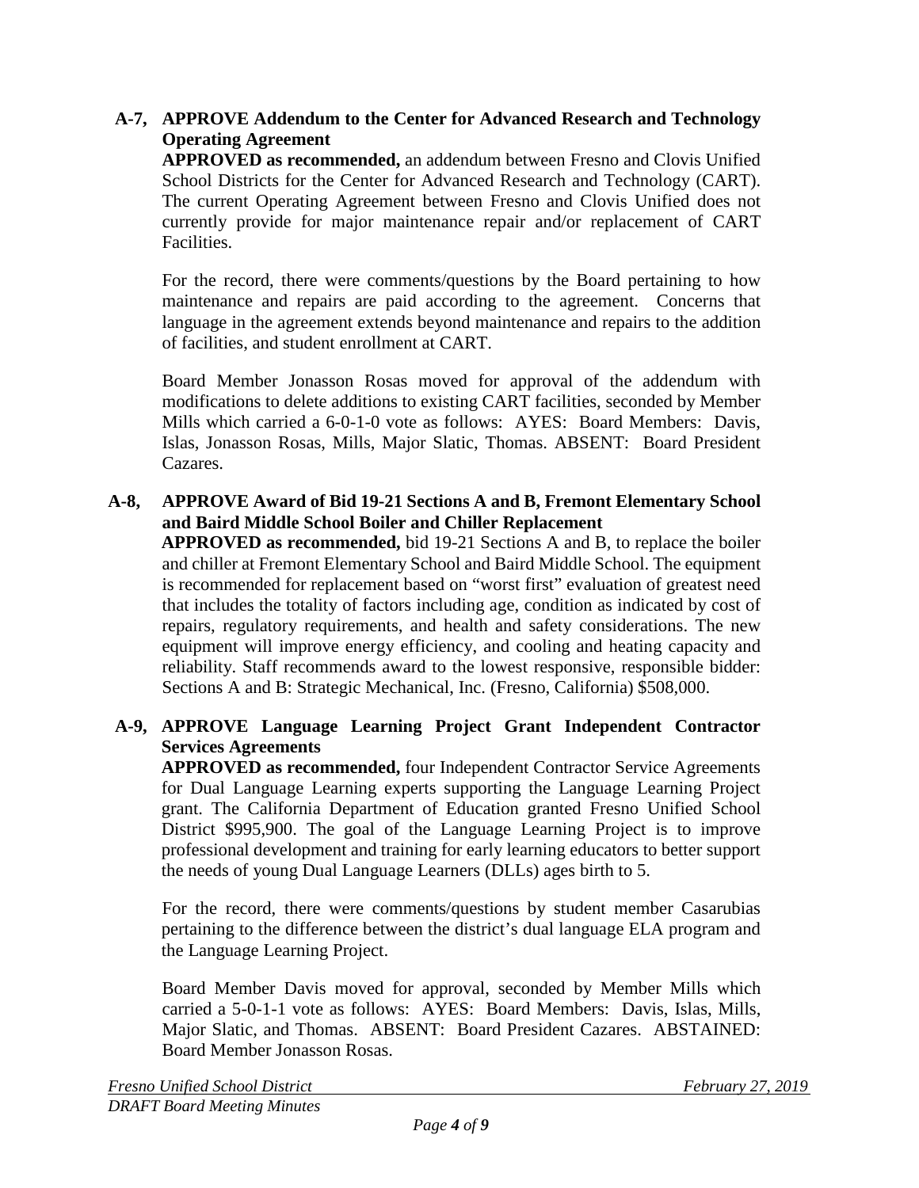**A-7, APPROVE Addendum to the Center for Advanced Research and Technology Operating Agreement**

**APPROVED as recommended,** an addendum between Fresno and Clovis Unified School Districts for the Center for Advanced Research and Technology (CART). The current Operating Agreement between Fresno and Clovis Unified does not currently provide for major maintenance repair and/or replacement of CART Facilities.

For the record, there were comments/questions by the Board pertaining to how maintenance and repairs are paid according to the agreement. Concerns that language in the agreement extends beyond maintenance and repairs to the addition of facilities, and student enrollment at CART.

Board Member Jonasson Rosas moved for approval of the addendum with modifications to delete additions to existing CART facilities, seconded by Member Mills which carried a 6-0-1-0 vote as follows: AYES: Board Members: Davis, Islas, Jonasson Rosas, Mills, Major Slatic, Thomas. ABSENT: Board President Cazares.

**A-8, APPROVE Award of Bid 19-21 Sections A and B, Fremont Elementary School and Baird Middle School Boiler and Chiller Replacement**

**APPROVED as recommended,** bid 19-21 Sections A and B, to replace the boiler and chiller at Fremont Elementary School and Baird Middle School. The equipment is recommended for replacement based on "worst first" evaluation of greatest need that includes the totality of factors including age, condition as indicated by cost of repairs, regulatory requirements, and health and safety considerations. The new equipment will improve energy efficiency, and cooling and heating capacity and reliability. Staff recommends award to the lowest responsive, responsible bidder: Sections A and B: Strategic Mechanical, Inc. (Fresno, California) $508,000.

**A-9, APPROVE Language Learning Project Grant Independent Contractor Services Agreements**

**APPROVED as recommended,** four Independent Contractor Service Agreements for Dual Language Learning experts supporting the Language Learning Project grant. The California Department of Education granted Fresno Unified School District $995,900. The goal of the Language Learning Project is to improve professional development and training for early learning educators to better support the needs of young Dual Language Learners (DLLs) ages birth to 5.

For the record, there were comments/questions by student member Casarubias pertaining to the difference between the district's dual language ELA program and the Language Learning Project.

Board Member Davis moved for approval, seconded by Member Mills which carried a 5-0-1-1 vote as follows: AYES: Board Members: Davis, Islas, Mills, Major Slatic, and Thomas. ABSENT: Board President Cazares. ABSTAINED: Board Member Jonasson Rosas.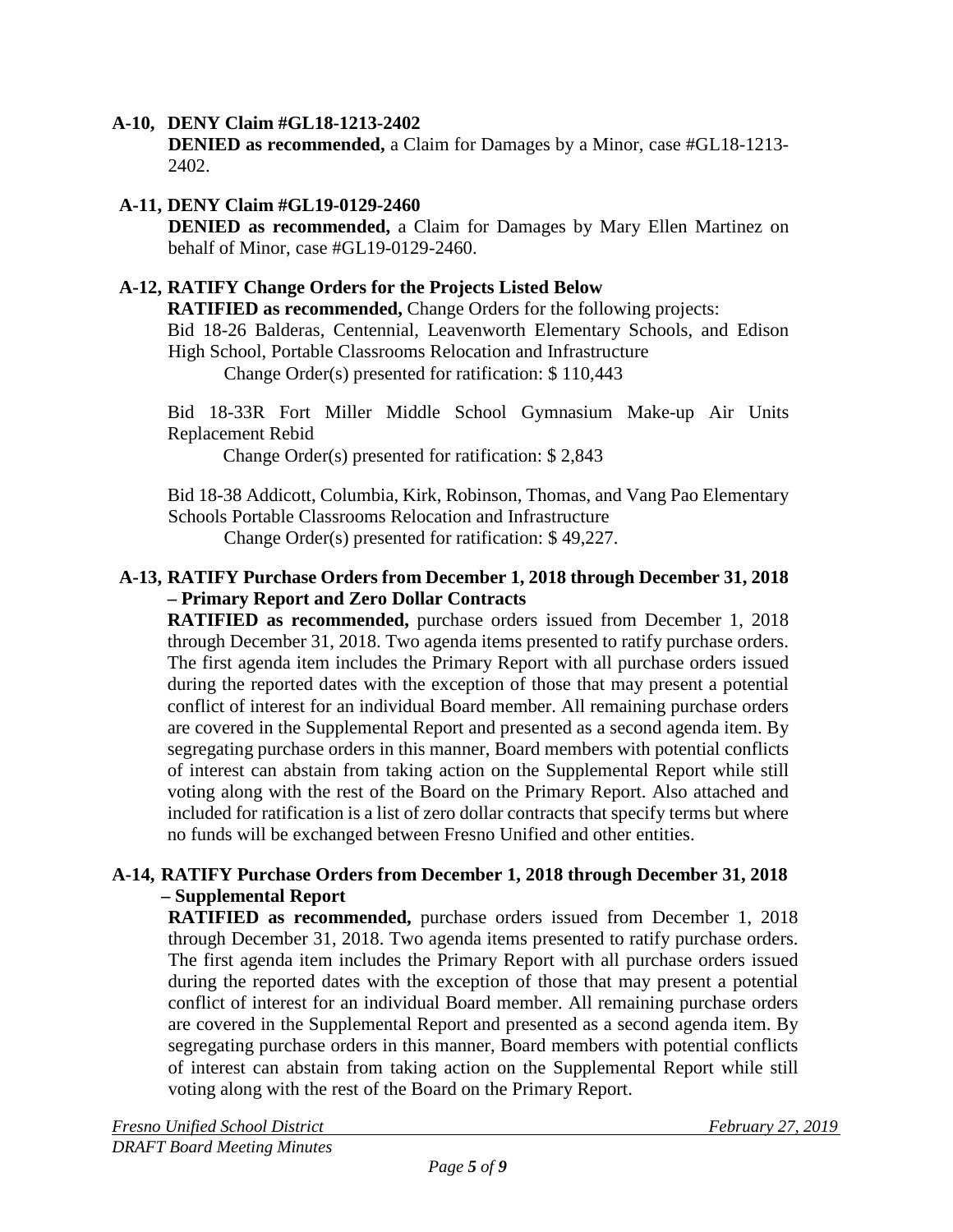**A-10, DENY Claim #GL18-1213-2402**

**DENIED as recommended,** a Claim for Damages by a Minor, case #GL18-1213-2402.

**A-11, DENY Claim #GL19-0129-2460**

**DENIED as recommended,** a Claim for Damages by Mary Ellen Martinez on behalf of Minor, case #GL19-0129-2460.

**A-12, RATIFY Change Orders for the Projects Listed Below**

**RATIFIED as recommended,** Change Orders for the following projects:

Bid 18-26 Balderas, Centennial, Leavenworth Elementary Schools, and Edison High School, Portable Classrooms Relocation and Infrastructure

Change Order(s) presented for ratification: $ 110,443

Bid 18-33R Fort Miller Middle School Gymnasium Make-up Air Units Replacement Rebid

Change Order(s) presented for ratification: $ 2,843

Bid 18-38 Addicott, Columbia, Kirk, Robinson, Thomas, and Vang Pao Elementary Schools Portable Classrooms Relocation and Infrastructure

Change Order(s) presented for ratification: $ 49,227.

**A-13, RATIFY Purchase Orders from December 1, 2018 through December 31, 2018 – Primary Report and Zero Dollar Contracts**

**RATIFIED as recommended,** purchase orders issued from December 1, 2018 through December 31, 2018. Two agenda items presented to ratify purchase orders. The first agenda item includes the Primary Report with all purchase orders issued during the reported dates with the exception of those that may present a potential conflict of interest for an individual Board member. All remaining purchase orders are covered in the Supplemental Report and presented as a second agenda item. By segregating purchase orders in this manner, Board members with potential conflicts of interest can abstain from taking action on the Supplemental Report while still voting along with the rest of the Board on the Primary Report. Also attached and included for ratification is a list of zero dollar contracts that specify terms but where no funds will be exchanged between Fresno Unified and other entities.

**A-14, RATIFY Purchase Orders from December 1, 2018 through December 31, 2018 – Supplemental Report**

**RATIFIED as recommended,** purchase orders issued from December 1, 2018 through December 31, 2018. Two agenda items presented to ratify purchase orders. The first agenda item includes the Primary Report with all purchase orders issued during the reported dates with the exception of those that may present a potential conflict of interest for an individual Board member. All remaining purchase orders are covered in the Supplemental Report and presented as a second agenda item. By segregating purchase orders in this manner, Board members with potential conflicts of interest can abstain from taking action on the Supplemental Report while still voting along with the rest of the Board on the Primary Report.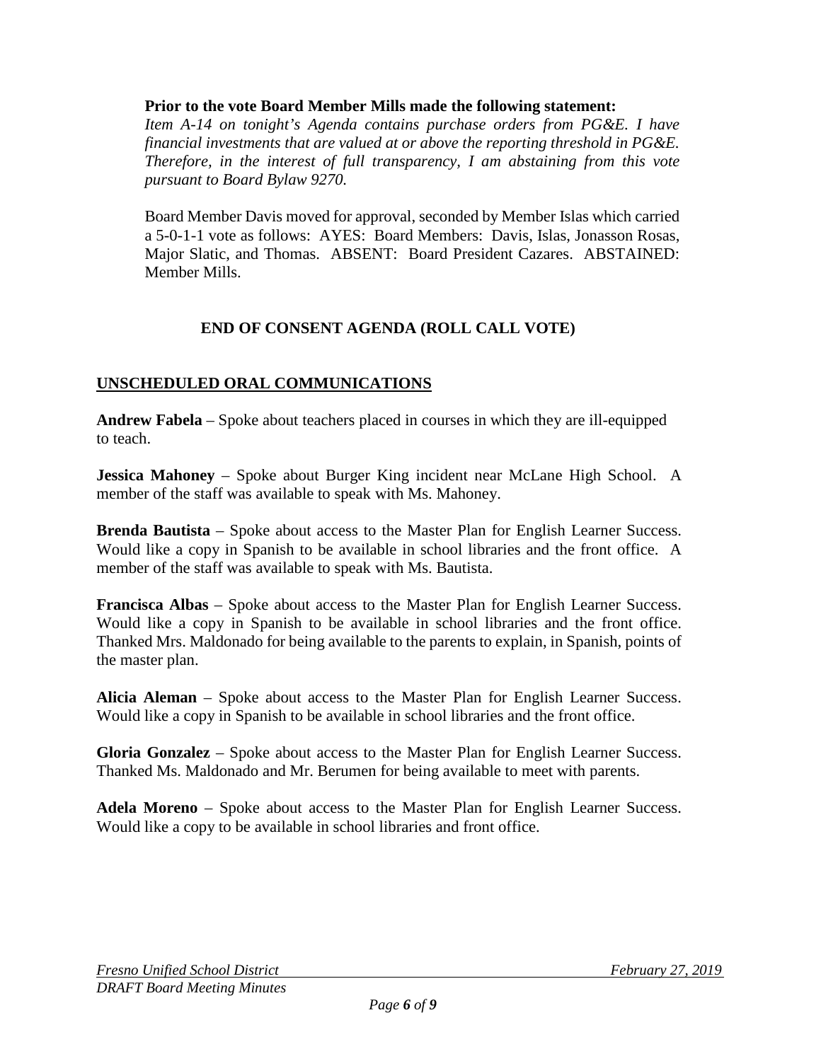**Prior to the vote Board Member Mills made the following statement:**
*Item A-14 on tonight's Agenda contains purchase orders from PG&E. I have financial investments that are valued at or above the reporting threshold in PG&E. Therefore, in the interest of full transparency, I am abstaining from this vote pursuant to Board Bylaw 9270.*

Board Member Davis moved for approval, seconded by Member Islas which carried a 5-0-1-1 vote as follows: AYES: Board Members: Davis, Islas, Jonasson Rosas, Major Slatic, and Thomas. ABSENT: Board President Cazares. ABSTAINED: Member Mills.

**END OF CONSENT AGENDA (ROLL CALL VOTE)**

## UNSCHEDULED ORAL COMMUNICATIONS

**Andrew Fabela** – Spoke about teachers placed in courses in which they are ill-equipped to teach.

**Jessica Mahoney** – Spoke about Burger King incident near McLane High School. A member of the staff was available to speak with Ms. Mahoney.

**Brenda Bautista** – Spoke about access to the Master Plan for English Learner Success. Would like a copy in Spanish to be available in school libraries and the front office. A member of the staff was available to speak with Ms. Bautista.

**Francisca Albas** – Spoke about access to the Master Plan for English Learner Success. Would like a copy in Spanish to be available in school libraries and the front office. Thanked Mrs. Maldonado for being available to the parents to explain, in Spanish, points of the master plan.

**Alicia Aleman** – Spoke about access to the Master Plan for English Learner Success. Would like a copy in Spanish to be available in school libraries and the front office.

**Gloria Gonzalez** – Spoke about access to the Master Plan for English Learner Success. Thanked Ms. Maldonado and Mr. Berumen for being available to meet with parents.

**Adela Moreno** – Spoke about access to the Master Plan for English Learner Success. Would like a copy to be available in school libraries and front office.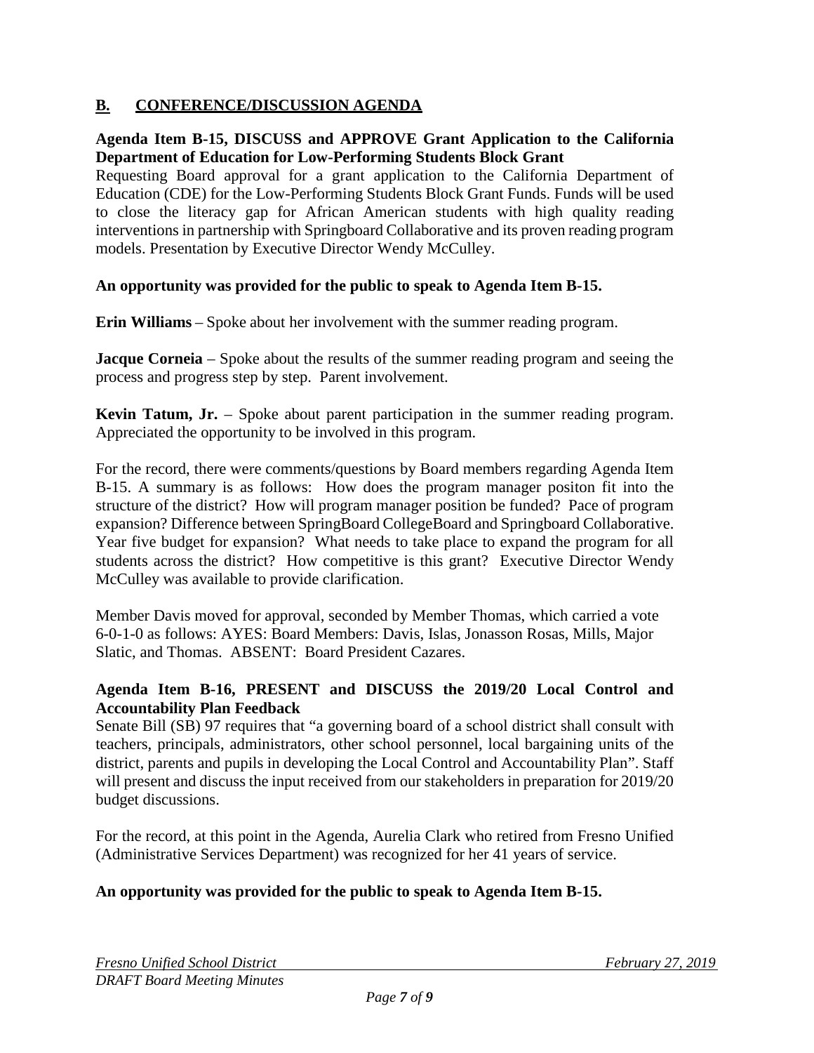## B. CONFERENCE/DISCUSSION AGENDA

**Agenda Item B-15, DISCUSS and APPROVE Grant Application to the California Department of Education for Low-Performing Students Block Grant**

Requesting Board approval for a grant application to the California Department of Education (CDE) for the Low-Performing Students Block Grant Funds. Funds will be used to close the literacy gap for African American students with high quality reading interventions in partnership with Springboard Collaborative and its proven reading program models. Presentation by Executive Director Wendy McCulley.

**An opportunity was provided for the public to speak to Agenda Item B-15.**

**Erin Williams** – Spoke about her involvement with the summer reading program.

**Jacque Corneia** – Spoke about the results of the summer reading program and seeing the process and progress step by step. Parent involvement.

**Kevin Tatum, Jr.** – Spoke about parent participation in the summer reading program. Appreciated the opportunity to be involved in this program.

For the record, there were comments/questions by Board members regarding Agenda Item B-15. A summary is as follows: How does the program manager positon fit into the structure of the district? How will program manager position be funded? Pace of program expansion? Difference between SpringBoard CollegeBoard and Springboard Collaborative. Year five budget for expansion? What needs to take place to expand the program for all students across the district? How competitive is this grant? Executive Director Wendy McCulley was available to provide clarification.

Member Davis moved for approval, seconded by Member Thomas, which carried a vote 6-0-1-0 as follows: AYES: Board Members: Davis, Islas, Jonasson Rosas, Mills, Major Slatic, and Thomas. ABSENT: Board President Cazares.

**Agenda Item B-16, PRESENT and DISCUSS the 2019/20 Local Control and Accountability Plan Feedback**

Senate Bill (SB) 97 requires that "a governing board of a school district shall consult with teachers, principals, administrators, other school personnel, local bargaining units of the district, parents and pupils in developing the Local Control and Accountability Plan". Staff will present and discuss the input received from our stakeholders in preparation for 2019/20 budget discussions.

For the record, at this point in the Agenda, Aurelia Clark who retired from Fresno Unified (Administrative Services Department) was recognized for her 41 years of service.

**An opportunity was provided for the public to speak to Agenda Item B-15.**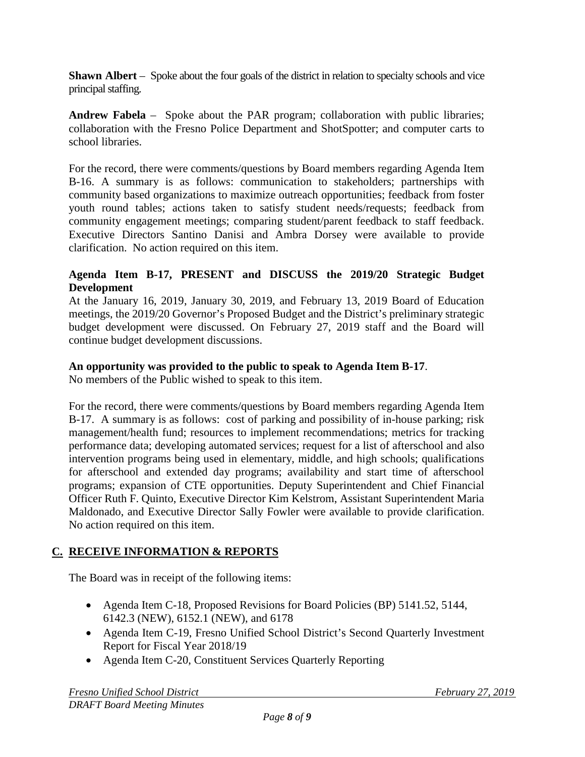**Shawn Albert** – Spoke about the four goals of the district in relation to specialty schools and vice principal staffing.

**Andrew Fabela** – Spoke about the PAR program; collaboration with public libraries; collaboration with the Fresno Police Department and ShotSpotter; and computer carts to school libraries.

For the record, there were comments/questions by Board members regarding Agenda Item B-16. A summary is as follows: communication to stakeholders; partnerships with community based organizations to maximize outreach opportunities; feedback from foster youth round tables; actions taken to satisfy student needs/requests; feedback from community engagement meetings; comparing student/parent feedback to staff feedback. Executive Directors Santino Danisi and Ambra Dorsey were available to provide clarification. No action required on this item.

**Agenda Item B-17, PRESENT and DISCUSS the 2019/20 Strategic Budget Development**

At the January 16, 2019, January 30, 2019, and February 13, 2019 Board of Education meetings, the 2019/20 Governor's Proposed Budget and the District's preliminary strategic budget development were discussed. On February 27, 2019 staff and the Board will continue budget development discussions.

**An opportunity was provided to the public to speak to Agenda Item B-17**.
No members of the Public wished to speak to this item.

For the record, there were comments/questions by Board members regarding Agenda Item B-17. A summary is as follows: cost of parking and possibility of in-house parking; risk management/health fund; resources to implement recommendations; metrics for tracking performance data; developing automated services; request for a list of afterschool and also intervention programs being used in elementary, middle, and high schools; qualifications for afterschool and extended day programs; availability and start time of afterschool programs; expansion of CTE opportunities. Deputy Superintendent and Chief Financial Officer Ruth F. Quinto, Executive Director Kim Kelstrom, Assistant Superintendent Maria Maldonado, and Executive Director Sally Fowler were available to provide clarification. No action required on this item.

## C. RECEIVE INFORMATION & REPORTS

The Board was in receipt of the following items:

- Agenda Item C-18, Proposed Revisions for Board Policies (BP) 5141.52, 5144, 6142.3 (NEW), 6152.1 (NEW), and 6178
- Agenda Item C-19, Fresno Unified School District's Second Quarterly Investment Report for Fiscal Year 2018/19
- Agenda Item C-20, Constituent Services Quarterly Reporting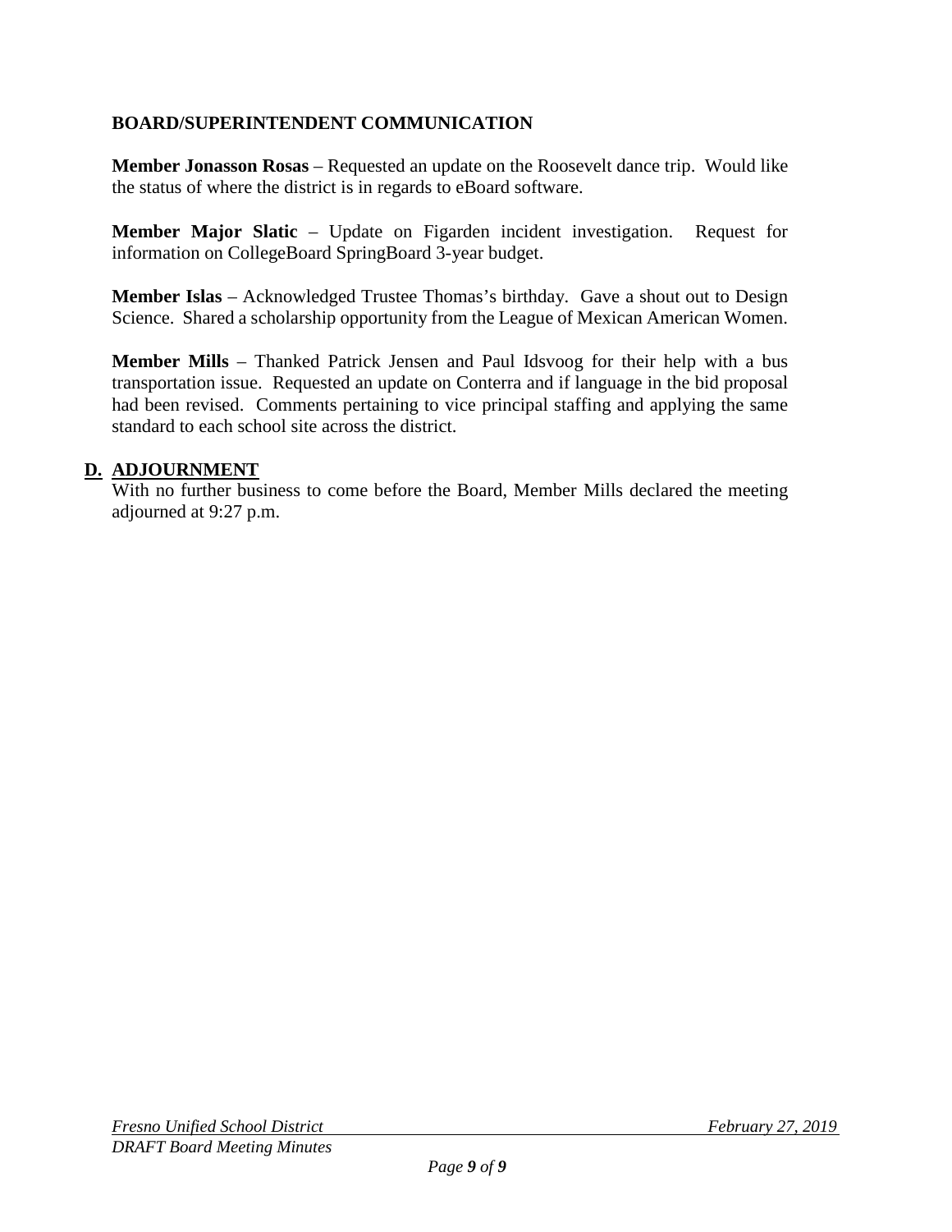**BOARD/SUPERINTENDENT COMMUNICATION**

**Member Jonasson Rosas** – Requested an update on the Roosevelt dance trip. Would like the status of where the district is in regards to eBoard software.

**Member Major Slatic** – Update on Figarden incident investigation. Request for information on CollegeBoard SpringBoard 3-year budget.

**Member Islas** – Acknowledged Trustee Thomas's birthday. Gave a shout out to Design Science. Shared a scholarship opportunity from the League of Mexican American Women.

**Member Mills** – Thanked Patrick Jensen and Paul Idsvoog for their help with a bus transportation issue. Requested an update on Conterra and if language in the bid proposal had been revised. Comments pertaining to vice principal staffing and applying the same standard to each school site across the district.

## D. ADJOURNMENT

With no further business to come before the Board, Member Mills declared the meeting adjourned at 9:27 p.m.